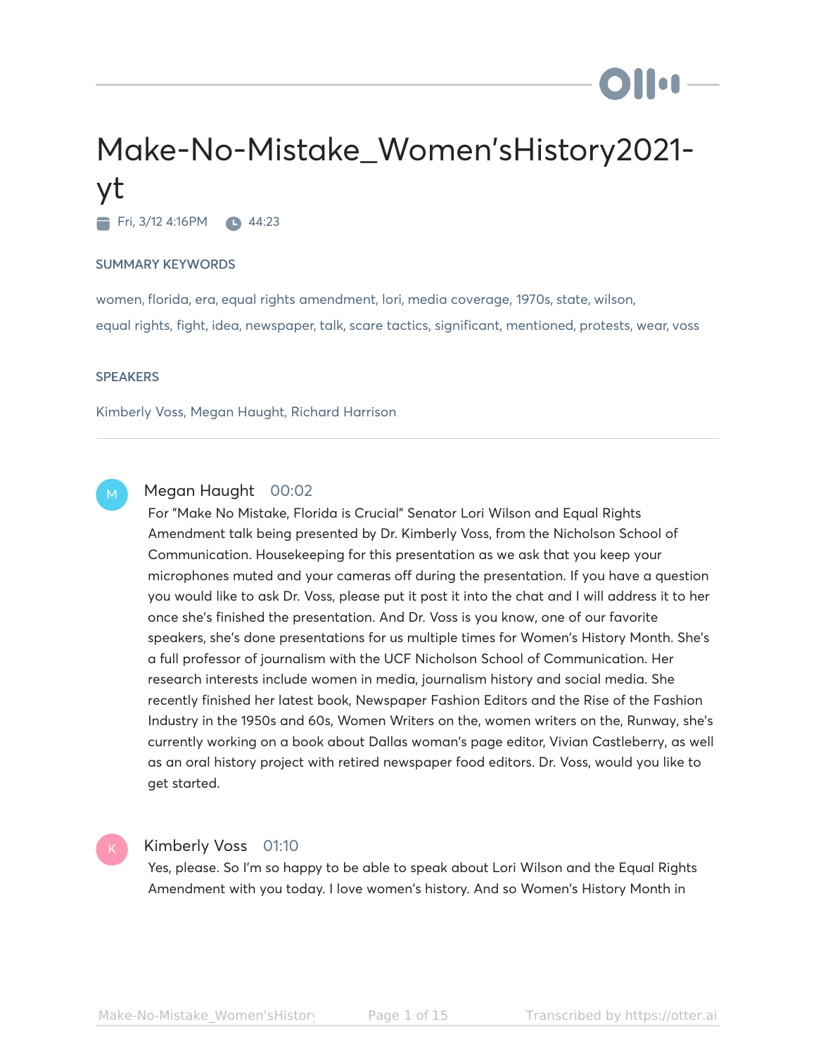# Make-No-Mistake_Women'sHistory2021-yt

Fri, 3/12 4:16PM 44:23

### SUMMARY KEYWORDS

women, florida, era, equal rights amendment, lori, media coverage, 1970s, state, wilson, equal rights, fight, idea, newspaper, talk, scare tactics, significant, mentioned, protests, wear, voss

### SPEAKERS

Kimberly Voss, Megan Haught, Richard Harrison

---

**Megan Haught** 00:02

For "Make No Mistake, Florida is Crucial" Senator Lori Wilson and Equal Rights Amendment talk being presented by Dr. Kimberly Voss, from the Nicholson School of Communication. Housekeeping for this presentation as we ask that you keep your microphones muted and your cameras off during the presentation. If you have a question you would like to ask Dr. Voss, please put it post it into the chat and I will address it to her once she's finished the presentation. And Dr. Voss is you know, one of our favorite speakers, she's done presentations for us multiple times for Women's History Month. She's a full professor of journalism with the UCF Nicholson School of Communication. Her research interests include women in media, journalism history and social media. She recently finished her latest book, Newspaper Fashion Editors and the Rise of the Fashion Industry in the 1950s and 60s, Women Writers on the, women writers on the, Runway, she's currently working on a book about Dallas woman's page editor, Vivian Castleberry, as well as an oral history project with retired newspaper food editors. Dr. Voss, would you like to get started.

**Kimberly Voss** 01:10

Yes, please. So I'm so happy to be able to speak about Lori Wilson and the Equal Rights Amendment with you today. I love women's history. And so Women's History Month in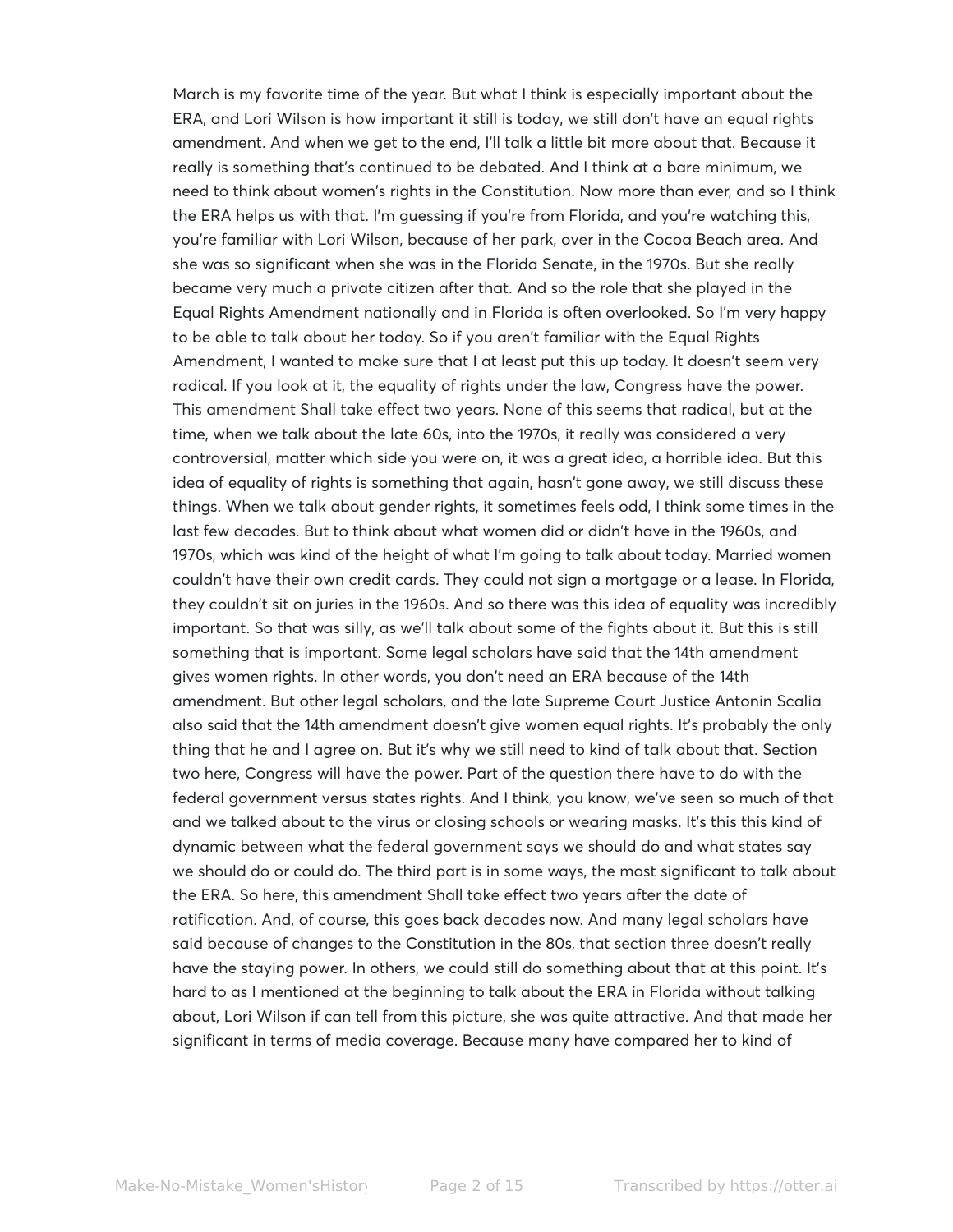March is my favorite time of the year. But what I think is especially important about the ERA, and Lori Wilson is how important it still is today, we still don't have an equal rights amendment. And when we get to the end, I'll talk a little bit more about that. Because it really is something that's continued to be debated. And I think at a bare minimum, we need to think about women's rights in the Constitution. Now more than ever, and so I think the ERA helps us with that. I'm guessing if you're from Florida, and you're watching this, you're familiar with Lori Wilson, because of her park, over in the Cocoa Beach area. And she was so significant when she was in the Florida Senate, in the 1970s. But she really became very much a private citizen after that. And so the role that she played in the Equal Rights Amendment nationally and in Florida is often overlooked. So I'm very happy to be able to talk about her today. So if you aren't familiar with the Equal Rights Amendment, I wanted to make sure that I at least put this up today. It doesn't seem very radical. If you look at it, the equality of rights under the law, Congress have the power. This amendment Shall take effect two years. None of this seems that radical, but at the time, when we talk about the late 60s, into the 1970s, it really was considered a very controversial, matter which side you were on, it was a great idea, a horrible idea. But this idea of equality of rights is something that again, hasn't gone away, we still discuss these things. When we talk about gender rights, it sometimes feels odd, I think some times in the last few decades. But to think about what women did or didn't have in the 1960s, and 1970s, which was kind of the height of what I'm going to talk about today. Married women couldn't have their own credit cards. They could not sign a mortgage or a lease. In Florida, they couldn't sit on juries in the 1960s. And so there was this idea of equality was incredibly important. So that was silly, as we'll talk about some of the fights about it. But this is still something that is important. Some legal scholars have said that the 14th amendment gives women rights. In other words, you don't need an ERA because of the 14th amendment. But other legal scholars, and the late Supreme Court Justice Antonin Scalia also said that the 14th amendment doesn't give women equal rights. It's probably the only thing that he and I agree on. But it's why we still need to kind of talk about that. Section two here, Congress will have the power. Part of the question there have to do with the federal government versus states rights. And I think, you know, we've seen so much of that and we talked about to the virus or closing schools or wearing masks. It's this this kind of dynamic between what the federal government says we should do and what states say we should do or could do. The third part is in some ways, the most significant to talk about the ERA. So here, this amendment Shall take effect two years after the date of ratification. And, of course, this goes back decades now. And many legal scholars have said because of changes to the Constitution in the 80s, that section three doesn't really have the staying power. In others, we could still do something about that at this point. It's hard to as I mentioned at the beginning to talk about the ERA in Florida without talking about, Lori Wilson if can tell from this picture, she was quite attractive. And that made her significant in terms of media coverage. Because many have compared her to kind of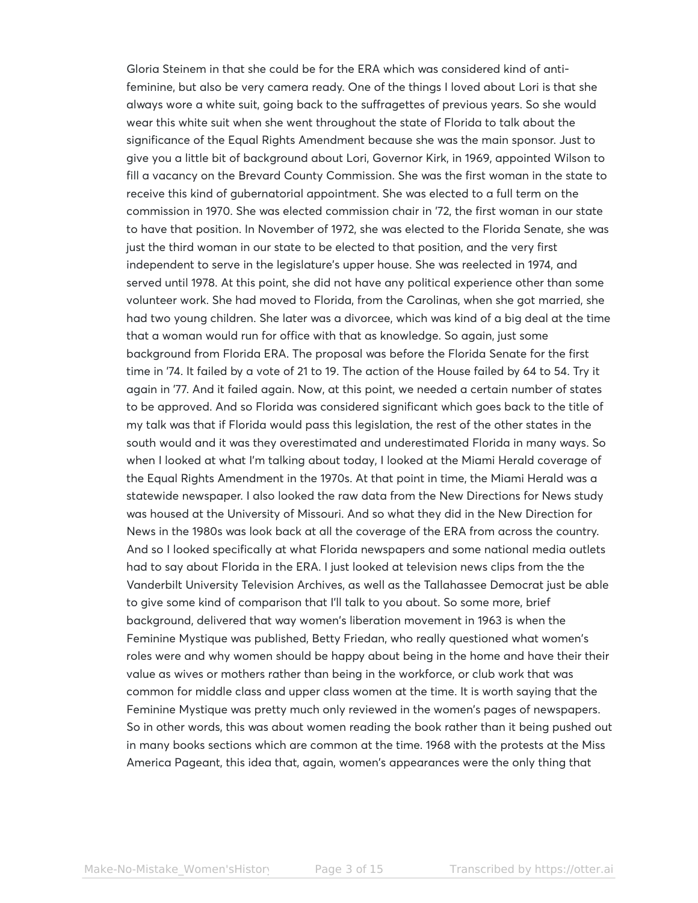Gloria Steinem in that she could be for the ERA which was considered kind of anti-feminine, but also be very camera ready. One of the things I loved about Lori is that she always wore a white suit, going back to the suffragettes of previous years. So she would wear this white suit when she went throughout the state of Florida to talk about the significance of the Equal Rights Amendment because she was the main sponsor. Just to give you a little bit of background about Lori, Governor Kirk, in 1969, appointed Wilson to fill a vacancy on the Brevard County Commission. She was the first woman in the state to receive this kind of gubernatorial appointment. She was elected to a full term on the commission in 1970. She was elected commission chair in '72, the first woman in our state to have that position. In November of 1972, she was elected to the Florida Senate, she was just the third woman in our state to be elected to that position, and the very first independent to serve in the legislature's upper house. She was reelected in 1974, and served until 1978. At this point, she did not have any political experience other than some volunteer work. She had moved to Florida, from the Carolinas, when she got married, she had two young children. She later was a divorcee, which was kind of a big deal at the time that a woman would run for office with that as knowledge. So again, just some background from Florida ERA. The proposal was before the Florida Senate for the first time in '74. It failed by a vote of 21 to 19. The action of the House failed by 64 to 54. Try it again in '77. And it failed again. Now, at this point, we needed a certain number of states to be approved. And so Florida was considered significant which goes back to the title of my talk was that if Florida would pass this legislation, the rest of the other states in the south would and it was they overestimated and underestimated Florida in many ways. So when I looked at what I'm talking about today, I looked at the Miami Herald coverage of the Equal Rights Amendment in the 1970s. At that point in time, the Miami Herald was a statewide newspaper. I also looked the raw data from the New Directions for News study was housed at the University of Missouri. And so what they did in the New Direction for News in the 1980s was look back at all the coverage of the ERA from across the country. And so I looked specifically at what Florida newspapers and some national media outlets had to say about Florida in the ERA. I just looked at television news clips from the the Vanderbilt University Television Archives, as well as the Tallahassee Democrat just be able to give some kind of comparison that I'll talk to you about. So some more, brief background, delivered that way women's liberation movement in 1963 is when the Feminine Mystique was published, Betty Friedan, who really questioned what women's roles were and why women should be happy about being in the home and have their their value as wives or mothers rather than being in the workforce, or club work that was common for middle class and upper class women at the time. It is worth saying that the Feminine Mystique was pretty much only reviewed in the women's pages of newspapers. So in other words, this was about women reading the book rather than it being pushed out in many books sections which are common at the time. 1968 with the protests at the Miss America Pageant, this idea that, again, women's appearances were the only thing that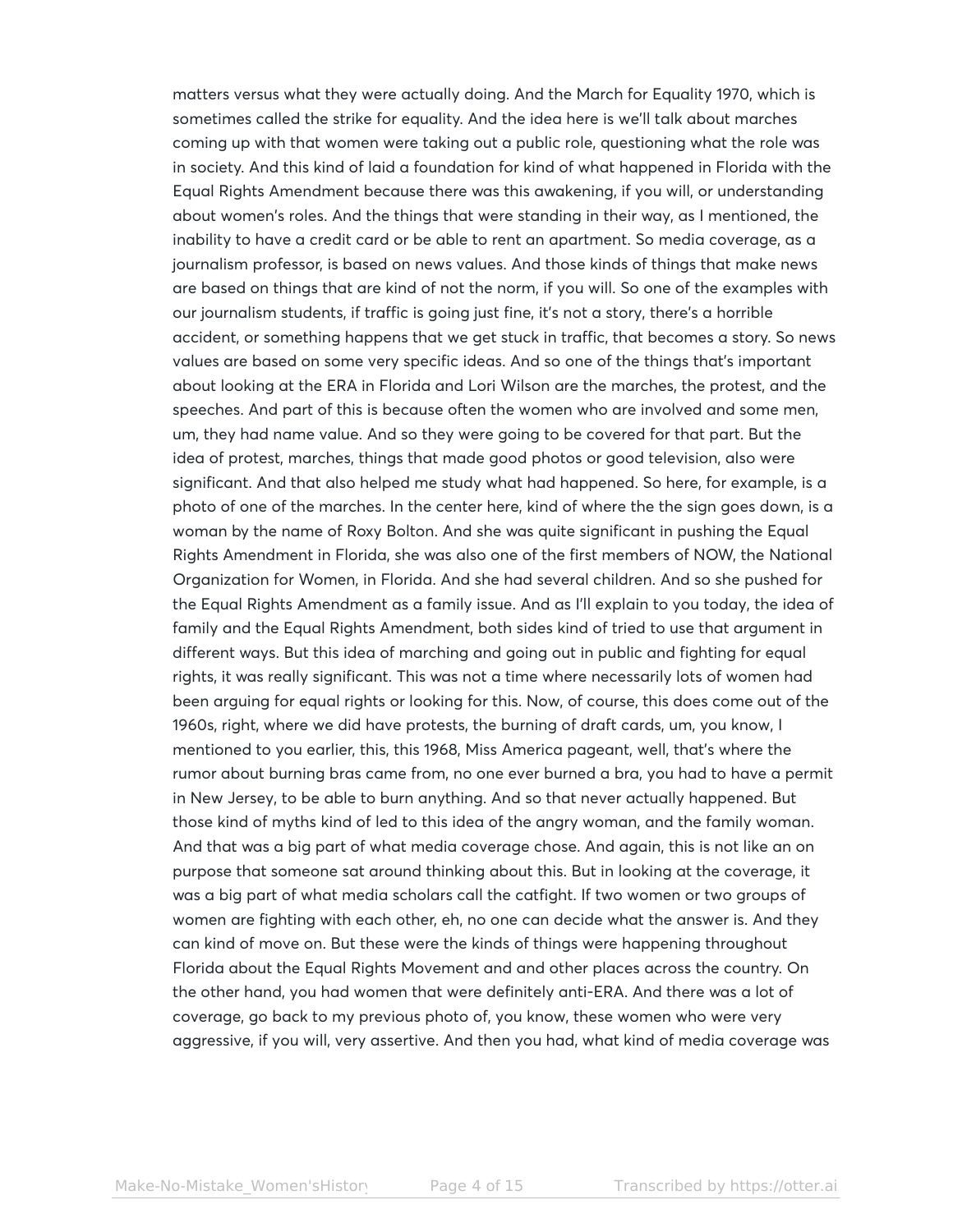matters versus what they were actually doing. And the March for Equality 1970, which is sometimes called the strike for equality. And the idea here is we'll talk about marches coming up with that women were taking out a public role, questioning what the role was in society. And this kind of laid a foundation for kind of what happened in Florida with the Equal Rights Amendment because there was this awakening, if you will, or understanding about women's roles. And the things that were standing in their way, as I mentioned, the inability to have a credit card or be able to rent an apartment. So media coverage, as a journalism professor, is based on news values. And those kinds of things that make news are based on things that are kind of not the norm, if you will. So one of the examples with our journalism students, if traffic is going just fine, it's not a story, there's a horrible accident, or something happens that we get stuck in traffic, that becomes a story. So news values are based on some very specific ideas. And so one of the things that's important about looking at the ERA in Florida and Lori Wilson are the marches, the protest, and the speeches. And part of this is because often the women who are involved and some men, um, they had name value. And so they were going to be covered for that part. But the idea of protest, marches, things that made good photos or good television, also were significant. And that also helped me study what had happened. So here, for example, is a photo of one of the marches. In the center here, kind of where the the sign goes down, is a woman by the name of Roxy Bolton. And she was quite significant in pushing the Equal Rights Amendment in Florida, she was also one of the first members of NOW, the National Organization for Women, in Florida. And she had several children. And so she pushed for the Equal Rights Amendment as a family issue. And as I'll explain to you today, the idea of family and the Equal Rights Amendment, both sides kind of tried to use that argument in different ways. But this idea of marching and going out in public and fighting for equal rights, it was really significant. This was not a time where necessarily lots of women had been arguing for equal rights or looking for this. Now, of course, this does come out of the 1960s, right, where we did have protests, the burning of draft cards, um, you know, I mentioned to you earlier, this, this 1968, Miss America pageant, well, that's where the rumor about burning bras came from, no one ever burned a bra, you had to have a permit in New Jersey, to be able to burn anything. And so that never actually happened. But those kind of myths kind of led to this idea of the angry woman, and the family woman. And that was a big part of what media coverage chose. And again, this is not like an on purpose that someone sat around thinking about this. But in looking at the coverage, it was a big part of what media scholars call the catfight. If two women or two groups of women are fighting with each other, eh, no one can decide what the answer is. And they can kind of move on. But these were the kinds of things were happening throughout Florida about the Equal Rights Movement and and other places across the country. On the other hand, you had women that were definitely anti-ERA. And there was a lot of coverage, go back to my previous photo of, you know, these women who were very aggressive, if you will, very assertive. And then you had, what kind of media coverage was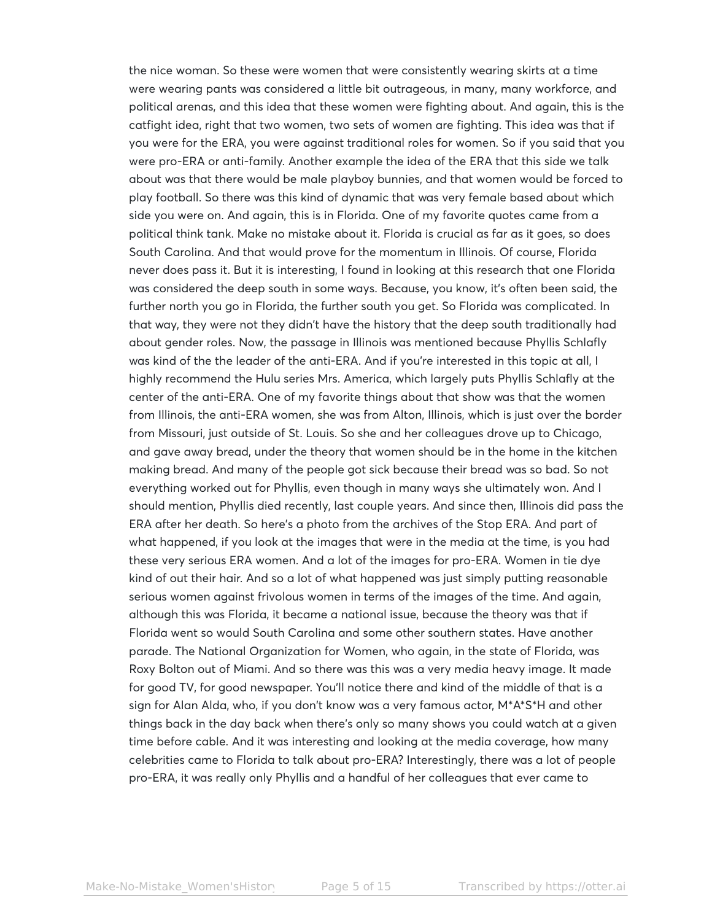the nice woman. So these were women that were consistently wearing skirts at a time were wearing pants was considered a little bit outrageous, in many, many workforce, and political arenas, and this idea that these women were fighting about. And again, this is the catfight idea, right that two women, two sets of women are fighting. This idea was that if you were for the ERA, you were against traditional roles for women. So if you said that you were pro-ERA or anti-family. Another example the idea of the ERA that this side we talk about was that there would be male playboy bunnies, and that women would be forced to play football. So there was this kind of dynamic that was very female based about which side you were on. And again, this is in Florida. One of my favorite quotes came from a political think tank. Make no mistake about it. Florida is crucial as far as it goes, so does South Carolina. And that would prove for the momentum in Illinois. Of course, Florida never does pass it. But it is interesting, I found in looking at this research that one Florida was considered the deep south in some ways. Because, you know, it's often been said, the further north you go in Florida, the further south you get. So Florida was complicated. In that way, they were not they didn't have the history that the deep south traditionally had about gender roles. Now, the passage in Illinois was mentioned because Phyllis Schlafly was kind of the the leader of the anti-ERA. And if you're interested in this topic at all, I highly recommend the Hulu series Mrs. America, which largely puts Phyllis Schlafly at the center of the anti-ERA. One of my favorite things about that show was that the women from Illinois, the anti-ERA women, she was from Alton, Illinois, which is just over the border from Missouri, just outside of St. Louis. So she and her colleagues drove up to Chicago, and gave away bread, under the theory that women should be in the home in the kitchen making bread. And many of the people got sick because their bread was so bad. So not everything worked out for Phyllis, even though in many ways she ultimately won. And I should mention, Phyllis died recently, last couple years. And since then, Illinois did pass the ERA after her death. So here's a photo from the archives of the Stop ERA. And part of what happened, if you look at the images that were in the media at the time, is you had these very serious ERA women. And a lot of the images for pro-ERA. Women in tie dye kind of out their hair. And so a lot of what happened was just simply putting reasonable serious women against frivolous women in terms of the images of the time. And again, although this was Florida, it became a national issue, because the theory was that if Florida went so would South Carolina and some other southern states. Have another parade. The National Organization for Women, who again, in the state of Florida, was Roxy Bolton out of Miami. And so there was this was a very media heavy image. It made for good TV, for good newspaper. You'll notice there and kind of the middle of that is a sign for Alan Alda, who, if you don't know was a very famous actor, M*A*S*H and other things back in the day back when there's only so many shows you could watch at a given time before cable. And it was interesting and looking at the media coverage, how many celebrities came to Florida to talk about pro-ERA? Interestingly, there was a lot of people pro-ERA, it was really only Phyllis and a handful of her colleagues that ever came to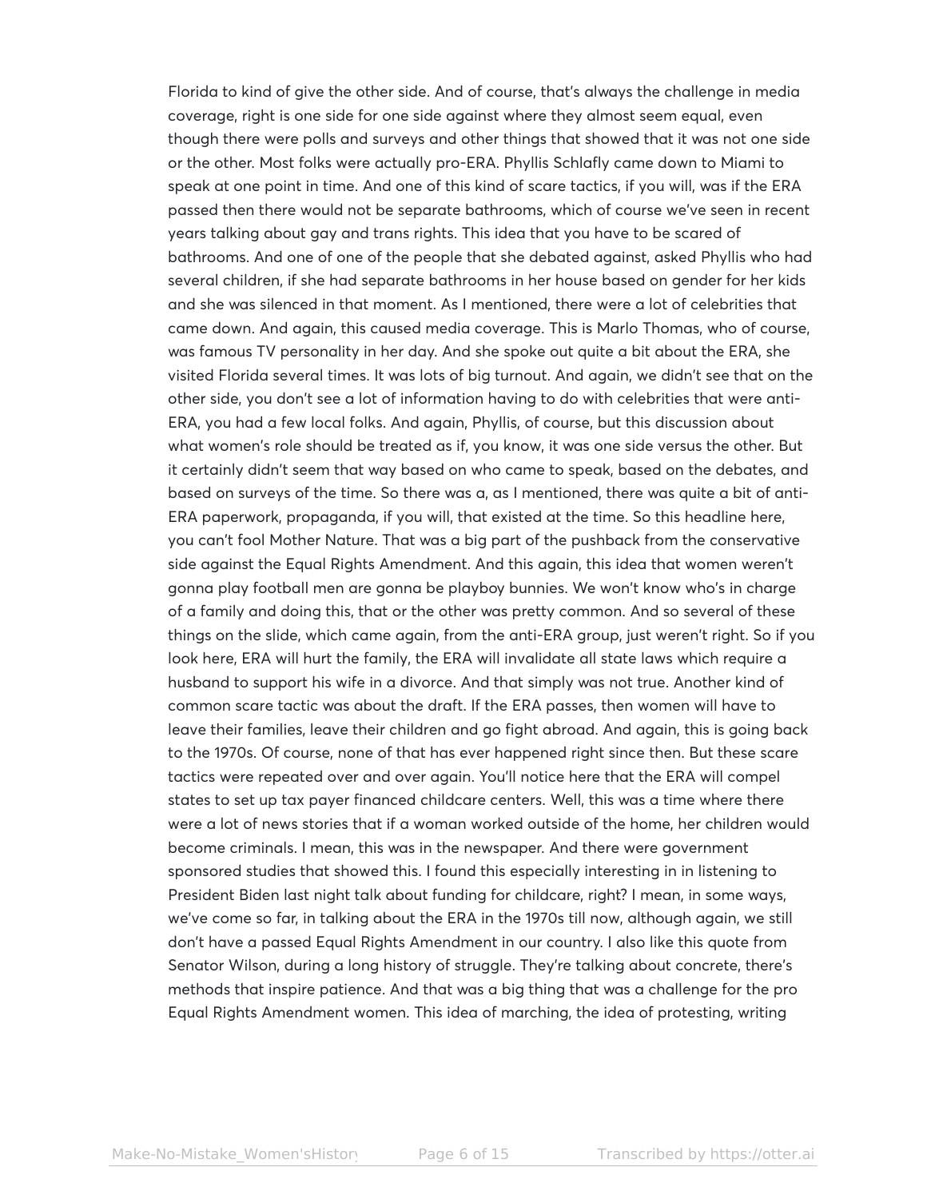Florida to kind of give the other side. And of course, that's always the challenge in media coverage, right is one side for one side against where they almost seem equal, even though there were polls and surveys and other things that showed that it was not one side or the other. Most folks were actually pro-ERA. Phyllis Schlafly came down to Miami to speak at one point in time. And one of this kind of scare tactics, if you will, was if the ERA passed then there would not be separate bathrooms, which of course we've seen in recent years talking about gay and trans rights. This idea that you have to be scared of bathrooms. And one of one of the people that she debated against, asked Phyllis who had several children, if she had separate bathrooms in her house based on gender for her kids and she was silenced in that moment. As I mentioned, there were a lot of celebrities that came down. And again, this caused media coverage. This is Marlo Thomas, who of course, was famous TV personality in her day. And she spoke out quite a bit about the ERA, she visited Florida several times. It was lots of big turnout. And again, we didn't see that on the other side, you don't see a lot of information having to do with celebrities that were anti-ERA, you had a few local folks. And again, Phyllis, of course, but this discussion about what women's role should be treated as if, you know, it was one side versus the other. But it certainly didn't seem that way based on who came to speak, based on the debates, and based on surveys of the time. So there was a, as I mentioned, there was quite a bit of anti-ERA paperwork, propaganda, if you will, that existed at the time. So this headline here, you can't fool Mother Nature. That was a big part of the pushback from the conservative side against the Equal Rights Amendment. And this again, this idea that women weren't gonna play football men are gonna be playboy bunnies. We won't know who's in charge of a family and doing this, that or the other was pretty common. And so several of these things on the slide, which came again, from the anti-ERA group, just weren't right. So if you look here, ERA will hurt the family, the ERA will invalidate all state laws which require a husband to support his wife in a divorce. And that simply was not true. Another kind of common scare tactic was about the draft. If the ERA passes, then women will have to leave their families, leave their children and go fight abroad. And again, this is going back to the 1970s. Of course, none of that has ever happened right since then. But these scare tactics were repeated over and over again. You'll notice here that the ERA will compel states to set up tax payer financed childcare centers. Well, this was a time where there were a lot of news stories that if a woman worked outside of the home, her children would become criminals. I mean, this was in the newspaper. And there were government sponsored studies that showed this. I found this especially interesting in in listening to President Biden last night talk about funding for childcare, right? I mean, in some ways, we've come so far, in talking about the ERA in the 1970s till now, although again, we still don't have a passed Equal Rights Amendment in our country. I also like this quote from Senator Wilson, during a long history of struggle. They're talking about concrete, there's methods that inspire patience. And that was a big thing that was a challenge for the pro Equal Rights Amendment women. This idea of marching, the idea of protesting, writing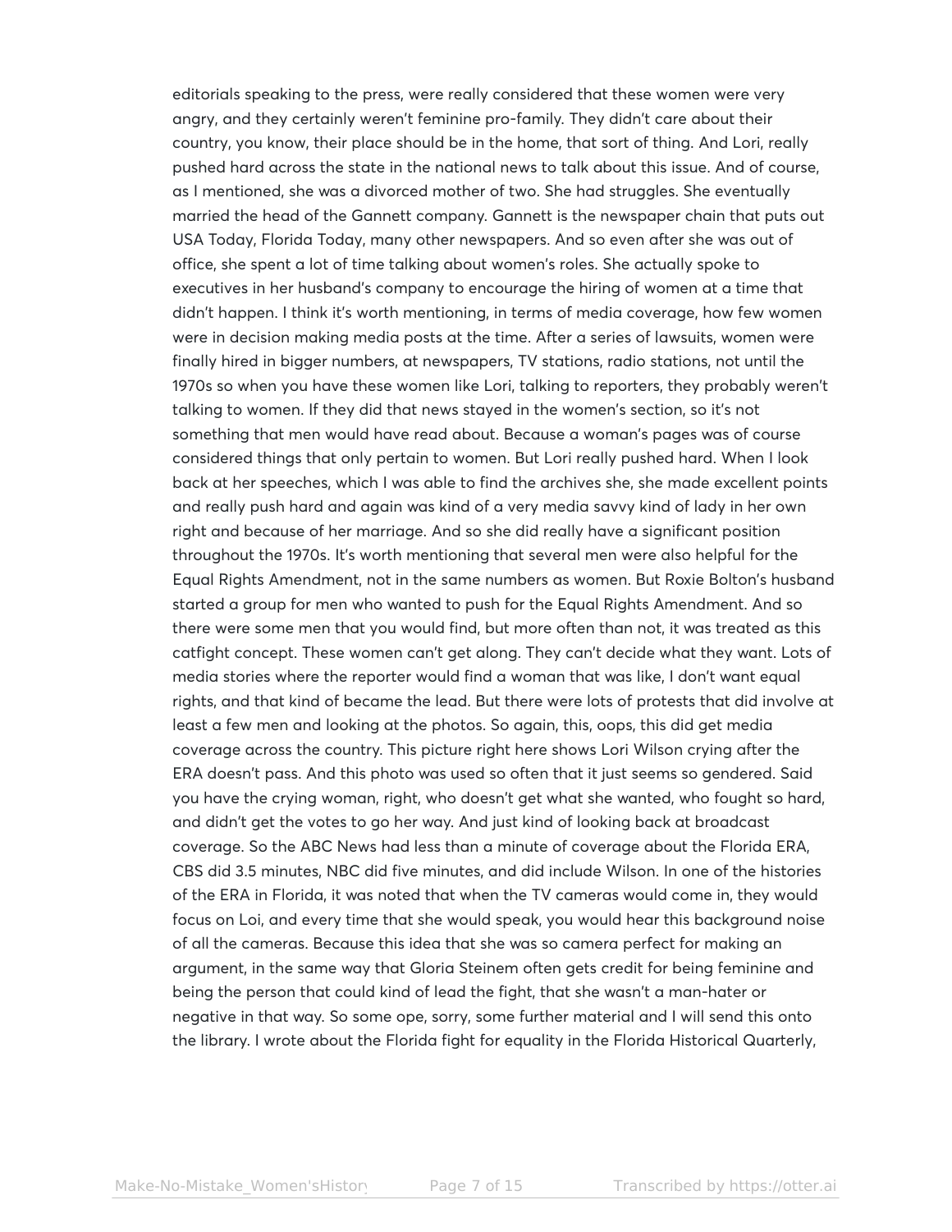editorials speaking to the press, were really considered that these women were very angry, and they certainly weren't feminine pro-family. They didn't care about their country, you know, their place should be in the home, that sort of thing. And Lori, really pushed hard across the state in the national news to talk about this issue. And of course, as I mentioned, she was a divorced mother of two. She had struggles. She eventually married the head of the Gannett company. Gannett is the newspaper chain that puts out USA Today, Florida Today, many other newspapers. And so even after she was out of office, she spent a lot of time talking about women's roles. She actually spoke to executives in her husband's company to encourage the hiring of women at a time that didn't happen. I think it's worth mentioning, in terms of media coverage, how few women were in decision making media posts at the time. After a series of lawsuits, women were finally hired in bigger numbers, at newspapers, TV stations, radio stations, not until the 1970s so when you have these women like Lori, talking to reporters, they probably weren't talking to women. If they did that news stayed in the women's section, so it's not something that men would have read about. Because a woman's pages was of course considered things that only pertain to women. But Lori really pushed hard. When I look back at her speeches, which I was able to find the archives she, she made excellent points and really push hard and again was kind of a very media savvy kind of lady in her own right and because of her marriage. And so she did really have a significant position throughout the 1970s. It's worth mentioning that several men were also helpful for the Equal Rights Amendment, not in the same numbers as women. But Roxie Bolton's husband started a group for men who wanted to push for the Equal Rights Amendment. And so there were some men that you would find, but more often than not, it was treated as this catfight concept. These women can't get along. They can't decide what they want. Lots of media stories where the reporter would find a woman that was like, I don't want equal rights, and that kind of became the lead. But there were lots of protests that did involve at least a few men and looking at the photos. So again, this, oops, this did get media coverage across the country. This picture right here shows Lori Wilson crying after the ERA doesn't pass. And this photo was used so often that it just seems so gendered. Said you have the crying woman, right, who doesn't get what she wanted, who fought so hard, and didn't get the votes to go her way. And just kind of looking back at broadcast coverage. So the ABC News had less than a minute of coverage about the Florida ERA, CBS did 3.5 minutes, NBC did five minutes, and did include Wilson. In one of the histories of the ERA in Florida, it was noted that when the TV cameras would come in, they would focus on Loi, and every time that she would speak, you would hear this background noise of all the cameras. Because this idea that she was so camera perfect for making an argument, in the same way that Gloria Steinem often gets credit for being feminine and being the person that could kind of lead the fight, that she wasn't a man-hater or negative in that way. So some ope, sorry, some further material and I will send this onto the library. I wrote about the Florida fight for equality in the Florida Historical Quarterly,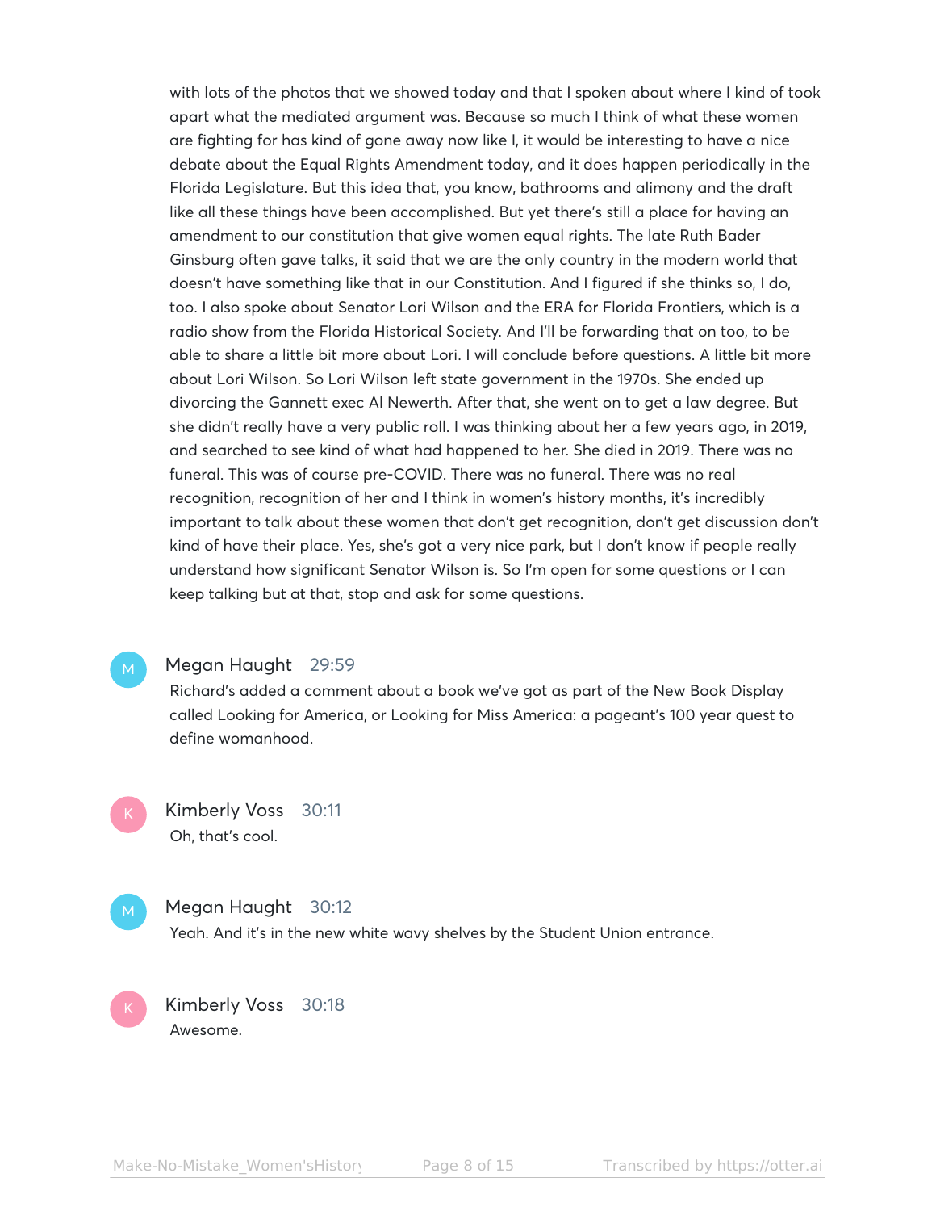with lots of the photos that we showed today and that I spoken about where I kind of took apart what the mediated argument was. Because so much I think of what these women are fighting for has kind of gone away now like I, it would be interesting to have a nice debate about the Equal Rights Amendment today, and it does happen periodically in the Florida Legislature. But this idea that, you know, bathrooms and alimony and the draft like all these things have been accomplished. But yet there's still a place for having an amendment to our constitution that give women equal rights. The late Ruth Bader Ginsburg often gave talks, it said that we are the only country in the modern world that doesn't have something like that in our Constitution. And I figured if she thinks so, I do, too. I also spoke about Senator Lori Wilson and the ERA for Florida Frontiers, which is a radio show from the Florida Historical Society. And I'll be forwarding that on too, to be able to share a little bit more about Lori. I will conclude before questions. A little bit more about Lori Wilson. So Lori Wilson left state government in the 1970s. She ended up divorcing the Gannett exec Al Newerth. After that, she went on to get a law degree. But she didn't really have a very public roll. I was thinking about her a few years ago, in 2019, and searched to see kind of what had happened to her. She died in 2019. There was no funeral. This was of course pre-COVID. There was no funeral. There was no real recognition, recognition of her and I think in women's history months, it's incredibly important to talk about these women that don't get recognition, don't get discussion don't kind of have their place. Yes, she's got a very nice park, but I don't know if people really understand how significant Senator Wilson is. So I'm open for some questions or I can keep talking but at that, stop and ask for some questions.

**Megan Haught** 29:59

Richard's added a comment about a book we've got as part of the New Book Display called Looking for America, or Looking for Miss America: a pageant's 100 year quest to define womanhood.

**Kimberly Voss** 30:11

Oh, that's cool.

**Megan Haught** 30:12

Yeah. And it's in the new white wavy shelves by the Student Union entrance.

**Kimberly Voss** 30:18

Awesome.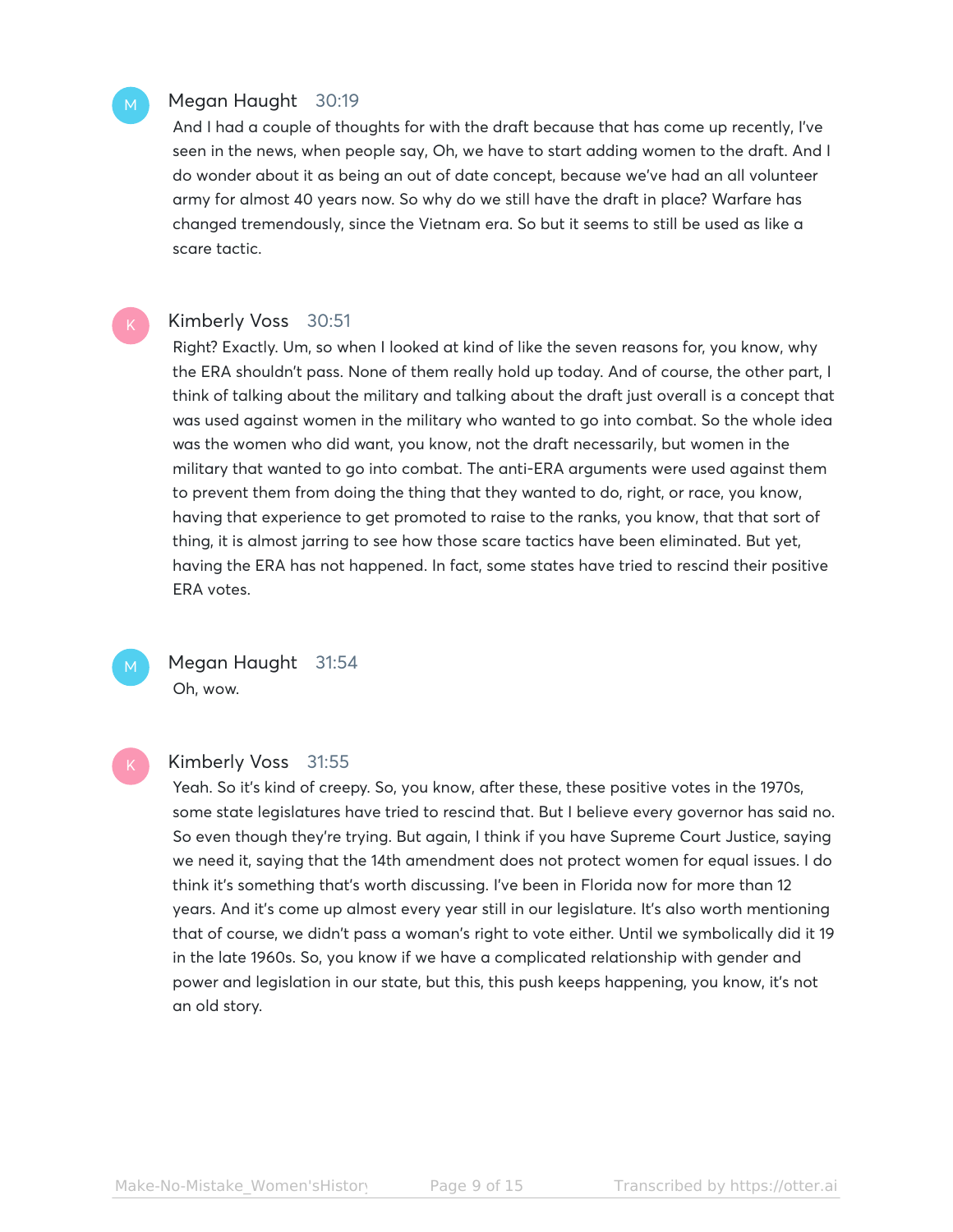**Megan Haught** 30:19

And I had a couple of thoughts for with the draft because that has come up recently, I've seen in the news, when people say, Oh, we have to start adding women to the draft. And I do wonder about it as being an out of date concept, because we've had an all volunteer army for almost 40 years now. So why do we still have the draft in place? Warfare has changed tremendously, since the Vietnam era. So but it seems to still be used as like a scare tactic.

**Kimberly Voss** 30:51

Right? Exactly. Um, so when I looked at kind of like the seven reasons for, you know, why the ERA shouldn't pass. None of them really hold up today. And of course, the other part, I think of talking about the military and talking about the draft just overall is a concept that was used against women in the military who wanted to go into combat. So the whole idea was the women who did want, you know, not the draft necessarily, but women in the military that wanted to go into combat. The anti-ERA arguments were used against them to prevent them from doing the thing that they wanted to do, right, or race, you know, having that experience to get promoted to raise to the ranks, you know, that that sort of thing, it is almost jarring to see how those scare tactics have been eliminated. But yet, having the ERA has not happened. In fact, some states have tried to rescind their positive ERA votes.

**Megan Haught** 31:54

Oh, wow.

**Kimberly Voss** 31:55

Yeah. So it's kind of creepy. So, you know, after these, these positive votes in the 1970s, some state legislatures have tried to rescind that. But I believe every governor has said no. So even though they're trying. But again, I think if you have Supreme Court Justice, saying we need it, saying that the 14th amendment does not protect women for equal issues. I do think it's something that's worth discussing. I've been in Florida now for more than 12 years. And it's come up almost every year still in our legislature. It's also worth mentioning that of course, we didn't pass a woman's right to vote either. Until we symbolically did it 19 in the late 1960s. So, you know if we have a complicated relationship with gender and power and legislation in our state, but this, this push keeps happening, you know, it's not an old story.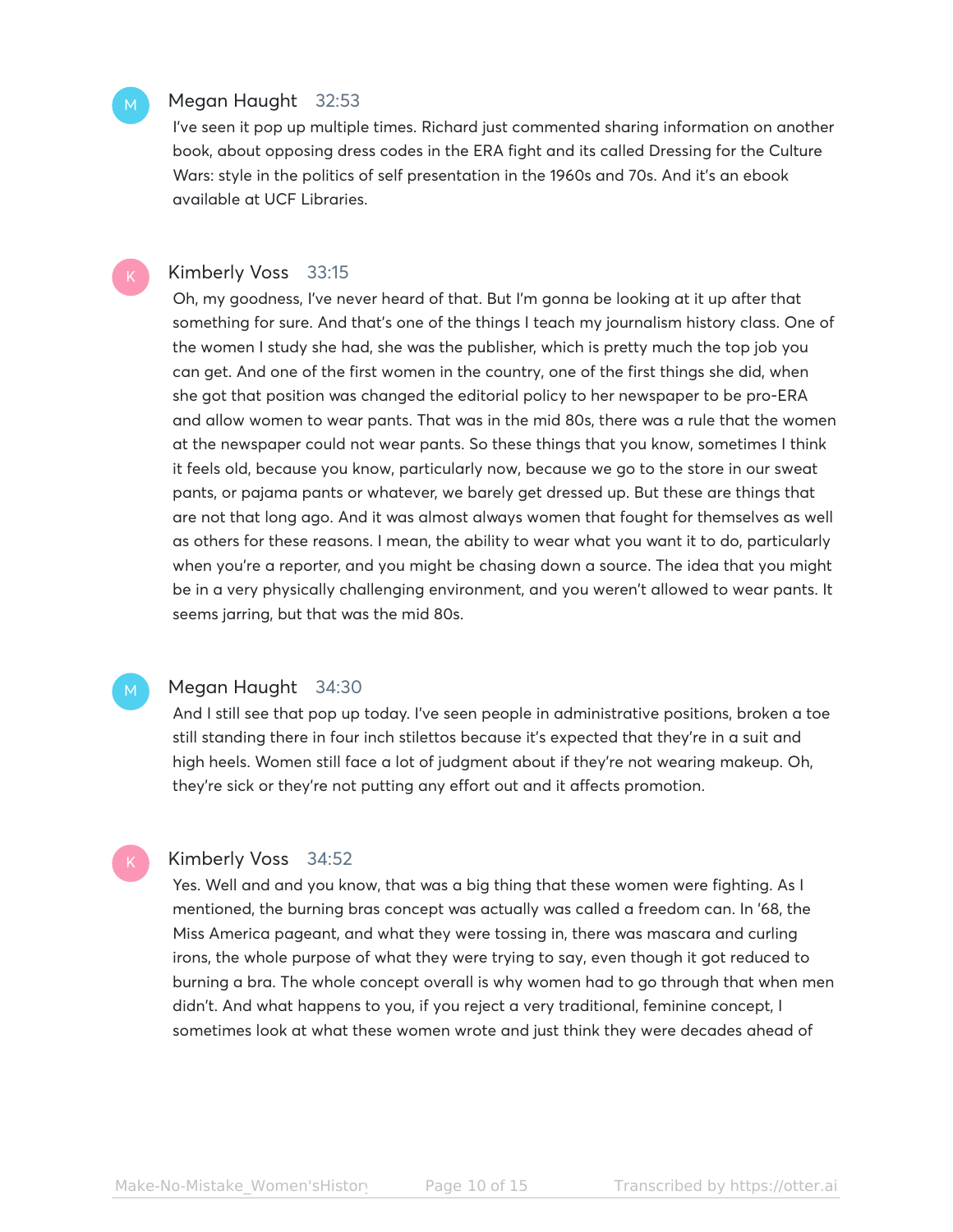**Megan Haught** 32:53

I've seen it pop up multiple times. Richard just commented sharing information on another book, about opposing dress codes in the ERA fight and its called Dressing for the Culture Wars: style in the politics of self presentation in the 1960s and 70s. And it's an ebook available at UCF Libraries.

**Kimberly Voss** 33:15

Oh, my goodness, I've never heard of that. But I'm gonna be looking at it up after that something for sure. And that's one of the things I teach my journalism history class. One of the women I study she had, she was the publisher, which is pretty much the top job you can get. And one of the first women in the country, one of the first things she did, when she got that position was changed the editorial policy to her newspaper to be pro-ERA and allow women to wear pants. That was in the mid 80s, there was a rule that the women at the newspaper could not wear pants. So these things that you know, sometimes I think it feels old, because you know, particularly now, because we go to the store in our sweat pants, or pajama pants or whatever, we barely get dressed up. But these are things that are not that long ago. And it was almost always women that fought for themselves as well as others for these reasons. I mean, the ability to wear what you want it to do, particularly when you're a reporter, and you might be chasing down a source. The idea that you might be in a very physically challenging environment, and you weren't allowed to wear pants. It seems jarring, but that was the mid 80s.

**Megan Haught** 34:30

And I still see that pop up today. I've seen people in administrative positions, broken a toe still standing there in four inch stilettos because it's expected that they're in a suit and high heels. Women still face a lot of judgment about if they're not wearing makeup. Oh, they're sick or they're not putting any effort out and it affects promotion.

**Kimberly Voss** 34:52

Yes. Well and and you know, that was a big thing that these women were fighting. As I mentioned, the burning bras concept was actually was called a freedom can. In '68, the Miss America pageant, and what they were tossing in, there was mascara and curling irons, the whole purpose of what they were trying to say, even though it got reduced to burning a bra. The whole concept overall is why women had to go through that when men didn't. And what happens to you, if you reject a very traditional, feminine concept, I sometimes look at what these women wrote and just think they were decades ahead of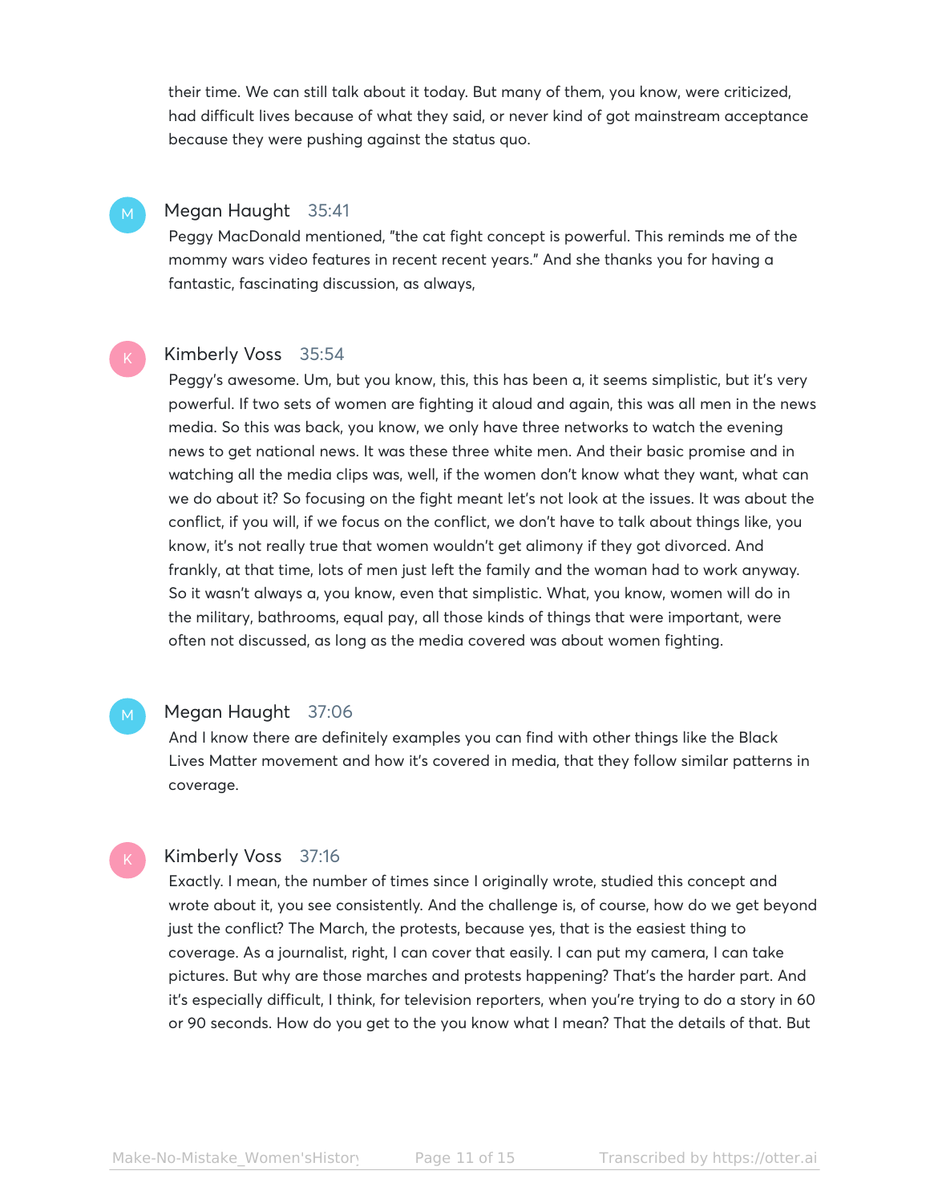their time. We can still talk about it today. But many of them, you know, were criticized, had difficult lives because of what they said, or never kind of got mainstream acceptance because they were pushing against the status quo.

**Megan Haught** 35:41

Peggy MacDonald mentioned, "the cat fight concept is powerful. This reminds me of the mommy wars video features in recent recent years." And she thanks you for having a fantastic, fascinating discussion, as always,

**Kimberly Voss** 35:54

Peggy's awesome. Um, but you know, this, this has been a, it seems simplistic, but it's very powerful. If two sets of women are fighting it aloud and again, this was all men in the news media. So this was back, you know, we only have three networks to watch the evening news to get national news. It was these three white men. And their basic promise and in watching all the media clips was, well, if the women don't know what they want, what can we do about it? So focusing on the fight meant let's not look at the issues. It was about the conflict, if you will, if we focus on the conflict, we don't have to talk about things like, you know, it's not really true that women wouldn't get alimony if they got divorced. And frankly, at that time, lots of men just left the family and the woman had to work anyway. So it wasn't always a, you know, even that simplistic. What, you know, women will do in the military, bathrooms, equal pay, all those kinds of things that were important, were often not discussed, as long as the media covered was about women fighting.

**Megan Haught** 37:06

And I know there are definitely examples you can find with other things like the Black Lives Matter movement and how it's covered in media, that they follow similar patterns in coverage.

**Kimberly Voss** 37:16

Exactly. I mean, the number of times since I originally wrote, studied this concept and wrote about it, you see consistently. And the challenge is, of course, how do we get beyond just the conflict? The March, the protests, because yes, that is the easiest thing to coverage. As a journalist, right, I can cover that easily. I can put my camera, I can take pictures. But why are those marches and protests happening? That's the harder part. And it's especially difficult, I think, for television reporters, when you're trying to do a story in 60 or 90 seconds. How do you get to the you know what I mean? That the details of that. But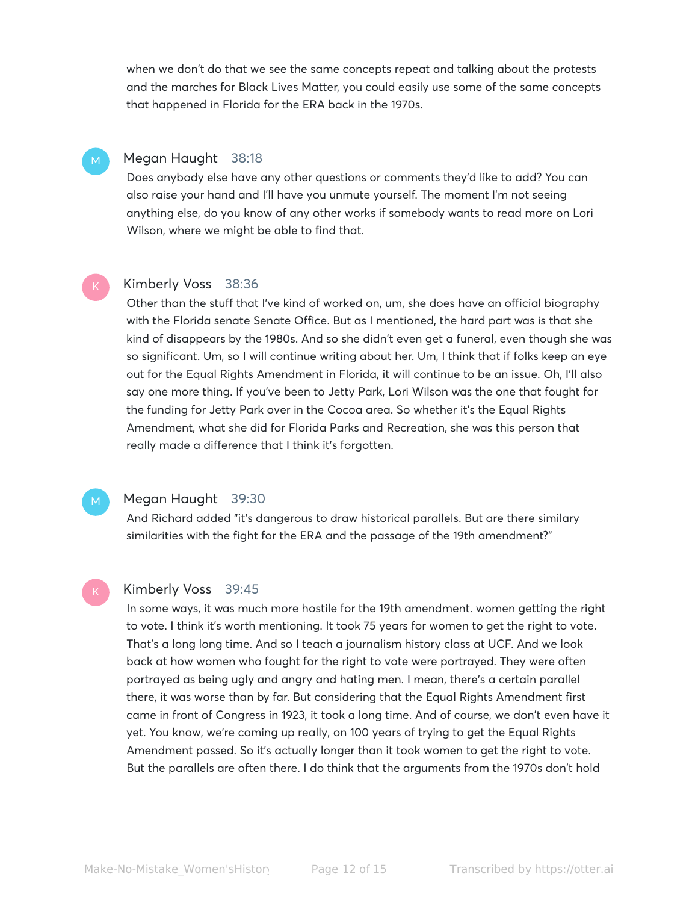when we don't do that we see the same concepts repeat and talking about the protests and the marches for Black Lives Matter, you could easily use some of the same concepts that happened in Florida for the ERA back in the 1970s.

**Megan Haught** 38:18

Does anybody else have any other questions or comments they'd like to add? You can also raise your hand and I'll have you unmute yourself. The moment I'm not seeing anything else, do you know of any other works if somebody wants to read more on Lori Wilson, where we might be able to find that.

**Kimberly Voss** 38:36

Other than the stuff that I've kind of worked on, um, she does have an official biography with the Florida senate Senate Office. But as I mentioned, the hard part was is that she kind of disappears by the 1980s. And so she didn't even get a funeral, even though she was so significant. Um, so I will continue writing about her. Um, I think that if folks keep an eye out for the Equal Rights Amendment in Florida, it will continue to be an issue. Oh, I'll also say one more thing. If you've been to Jetty Park, Lori Wilson was the one that fought for the funding for Jetty Park over in the Cocoa area. So whether it's the Equal Rights Amendment, what she did for Florida Parks and Recreation, she was this person that really made a difference that I think it's forgotten.

**Megan Haught** 39:30

And Richard added "it's dangerous to draw historical parallels. But are there similary similarities with the fight for the ERA and the passage of the 19th amendment?"

**Kimberly Voss** 39:45

In some ways, it was much more hostile for the 19th amendment. women getting the right to vote. I think it's worth mentioning. It took 75 years for women to get the right to vote. That's a long long time. And so I teach a journalism history class at UCF. And we look back at how women who fought for the right to vote were portrayed. They were often portrayed as being ugly and angry and hating men. I mean, there's a certain parallel there, it was worse than by far. But considering that the Equal Rights Amendment first came in front of Congress in 1923, it took a long time. And of course, we don't even have it yet. You know, we're coming up really, on 100 years of trying to get the Equal Rights Amendment passed. So it's actually longer than it took women to get the right to vote. But the parallels are often there. I do think that the arguments from the 1970s don't hold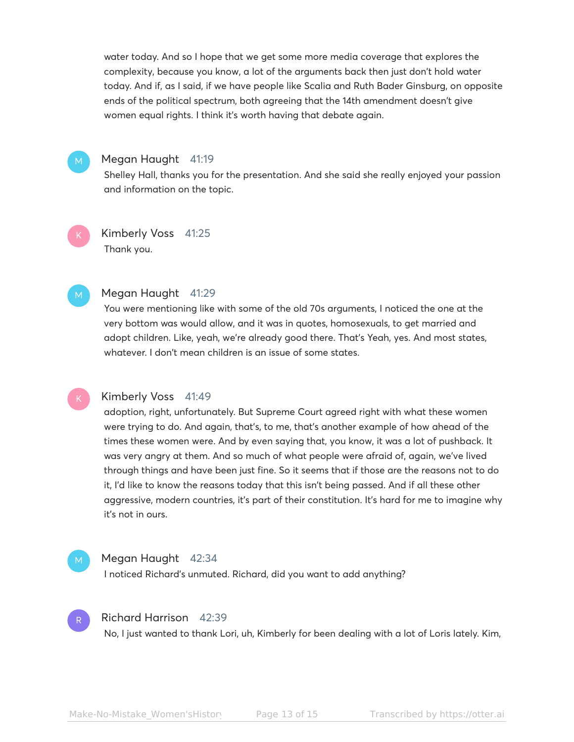water today. And so I hope that we get some more media coverage that explores the complexity, because you know, a lot of the arguments back then just don't hold water today. And if, as I said, if we have people like Scalia and Ruth Bader Ginsburg, on opposite ends of the political spectrum, both agreeing that the 14th amendment doesn't give women equal rights. I think it's worth having that debate again.

**Megan Haught** 41:19
Shelley Hall, thanks you for the presentation. And she said she really enjoyed your passion and information on the topic.

**Kimberly Voss** 41:25
Thank you.

**Megan Haught** 41:29
You were mentioning like with some of the old 70s arguments, I noticed the one at the very bottom was would allow, and it was in quotes, homosexuals, to get married and adopt children. Like, yeah, we're already good there. That's Yeah, yes. And most states, whatever. I don't mean children is an issue of some states.

**Kimberly Voss** 41:49
adoption, right, unfortunately. But Supreme Court agreed right with what these women were trying to do. And again, that's, to me, that's another example of how ahead of the times these women were. And by even saying that, you know, it was a lot of pushback. It was very angry at them. And so much of what people were afraid of, again, we've lived through things and have been just fine. So it seems that if those are the reasons not to do it, I'd like to know the reasons today that this isn't being passed. And if all these other aggressive, modern countries, it's part of their constitution. It's hard for me to imagine why it's not in ours.

**Megan Haught** 42:34
I noticed Richard's unmuted. Richard, did you want to add anything?

**Richard Harrison** 42:39
No, I just wanted to thank Lori, uh, Kimberly for been dealing with a lot of Loris lately. Kim,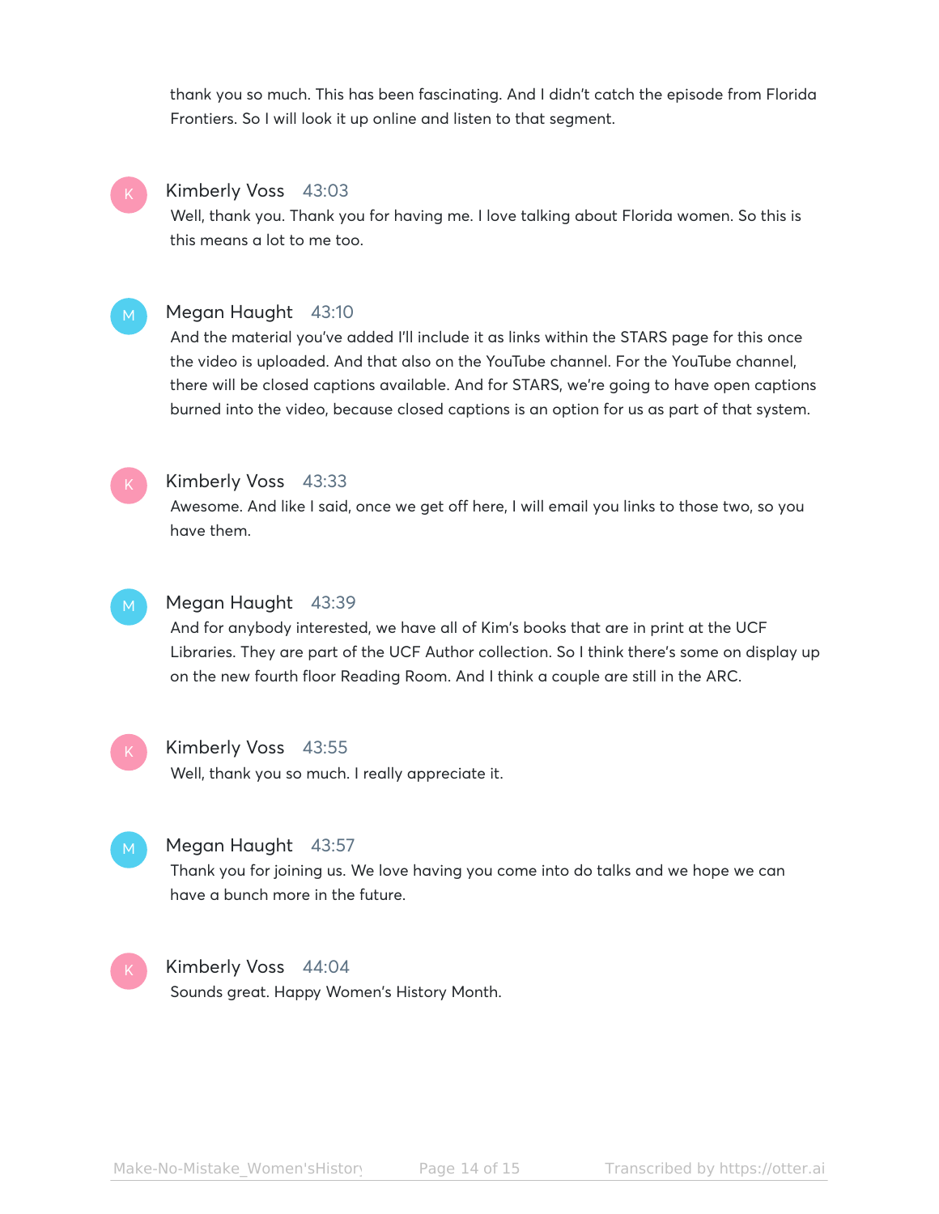thank you so much. This has been fascinating. And I didn't catch the episode from Florida Frontiers. So I will look it up online and listen to that segment.

Kimberly Voss 43:03
Well, thank you. Thank you for having me. I love talking about Florida women. So this is this means a lot to me too.

Megan Haught 43:10
And the material you've added I'll include it as links within the STARS page for this once the video is uploaded. And that also on the YouTube channel. For the YouTube channel, there will be closed captions available. And for STARS, we're going to have open captions burned into the video, because closed captions is an option for us as part of that system.

Kimberly Voss 43:33
Awesome. And like I said, once we get off here, I will email you links to those two, so you have them.

Megan Haught 43:39
And for anybody interested, we have all of Kim's books that are in print at the UCF Libraries. They are part of the UCF Author collection. So I think there's some on display up on the new fourth floor Reading Room. And I think a couple are still in the ARC.

Kimberly Voss 43:55
Well, thank you so much. I really appreciate it.

Megan Haught 43:57
Thank you for joining us. We love having you come into do talks and we hope we can have a bunch more in the future.

Kimberly Voss 44:04
Sounds great. Happy Women's History Month.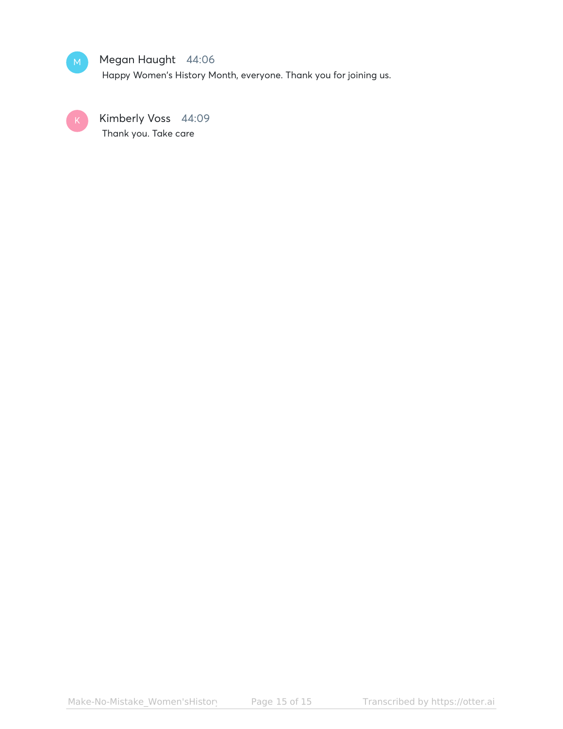**Megan Haught** 44:06

Happy Women's History Month, everyone. Thank you for joining us.

**Kimberly Voss** 44:09

Thank you. Take care